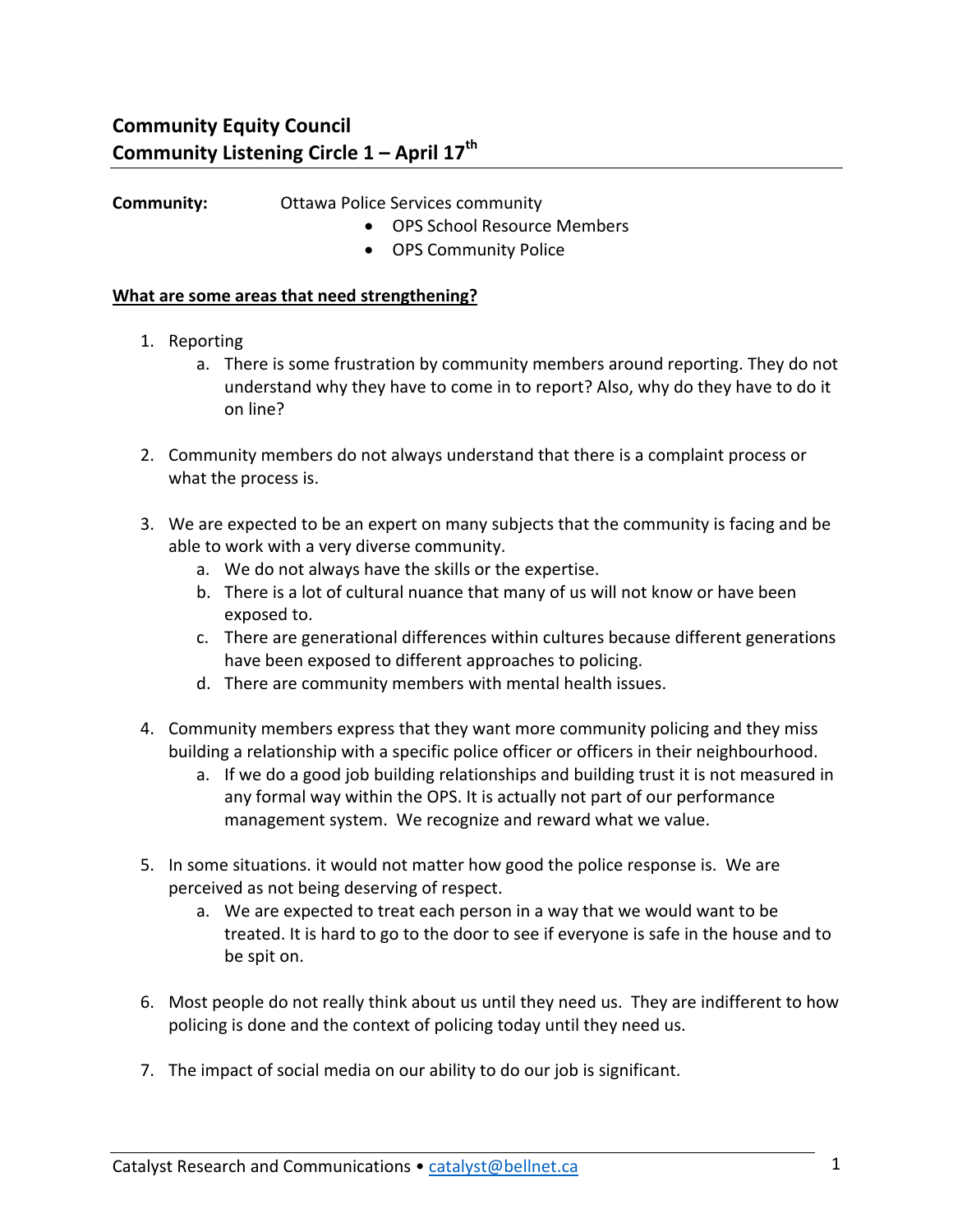# Community Equity Council
# Community Listening Circle 1 – April 17th

**Community:** Ottawa Police Services community

- OPS School Resource Members
- OPS Community Police

**<u>What are some areas that need strengthening?</u>**

1. Reporting
   a. There is some frustration by community members around reporting. They do not understand why they have to come in to report? Also, why do they have to do it on line?

2. Community members do not always understand that there is a complaint process or what the process is.

3. We are expected to be an expert on many subjects that the community is facing and be able to work with a very diverse community.
   a. We do not always have the skills or the expertise.
   b. There is a lot of cultural nuance that many of us will not know or have been exposed to.
   c. There are generational differences within cultures because different generations have been exposed to different approaches to policing.
   d. There are community members with mental health issues.

4. Community members express that they want more community policing and they miss building a relationship with a specific police officer or officers in their neighbourhood.
   a. If we do a good job building relationships and building trust it is not measured in any formal way within the OPS. It is actually not part of our performance management system. We recognize and reward what we value.

5. In some situations. it would not matter how good the police response is. We are perceived as not being deserving of respect.
   a. We are expected to treat each person in a way that we would want to be treated. It is hard to go to the door to see if everyone is safe in the house and to be spit on.

6. Most people do not really think about us until they need us. They are indifferent to how policing is done and the context of policing today until they need us.

7. The impact of social media on our ability to do our job is significant.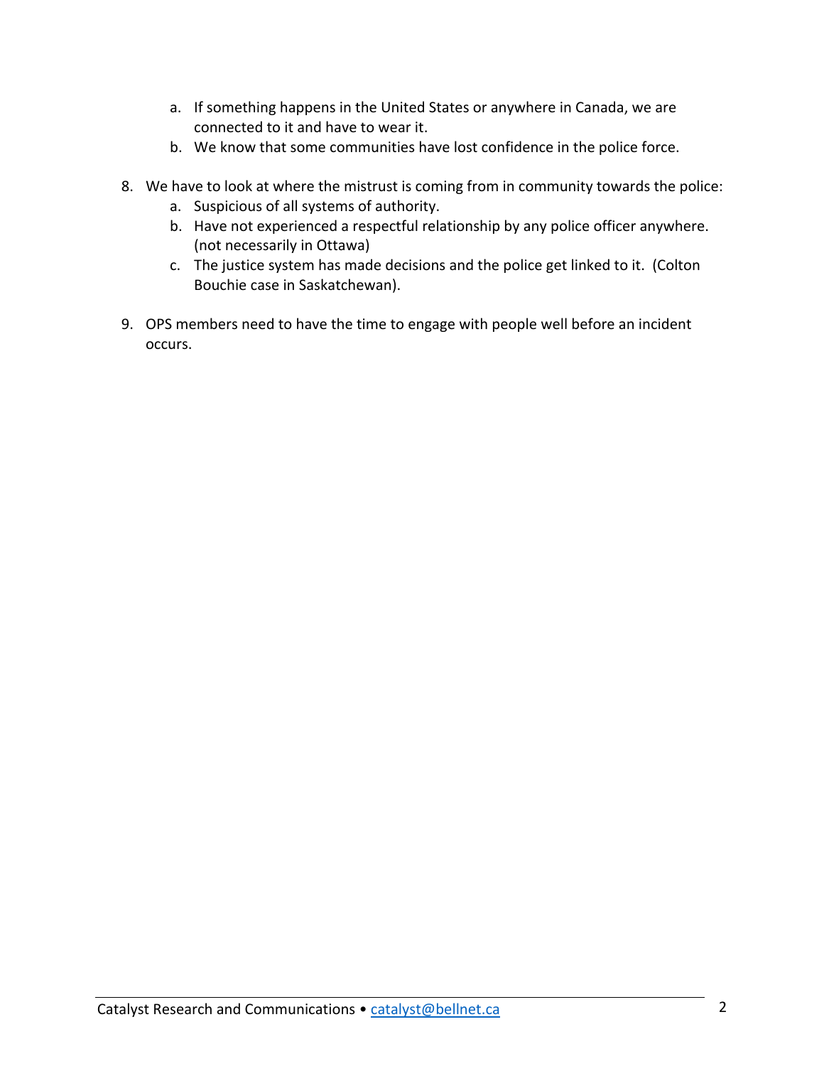a. If something happens in the United States or anywhere in Canada, we are connected to it and have to wear it.
   b. We know that some communities have lost confidence in the police force.

8. We have to look at where the mistrust is coming from in community towards the police:
   a. Suspicious of all systems of authority.
   b. Have not experienced a respectful relationship by any police officer anywhere. (not necessarily in Ottawa)
   c. The justice system has made decisions and the police get linked to it. (Colton Bouchie case in Saskatchewan).

9. OPS members need to have the time to engage with people well before an incident occurs.